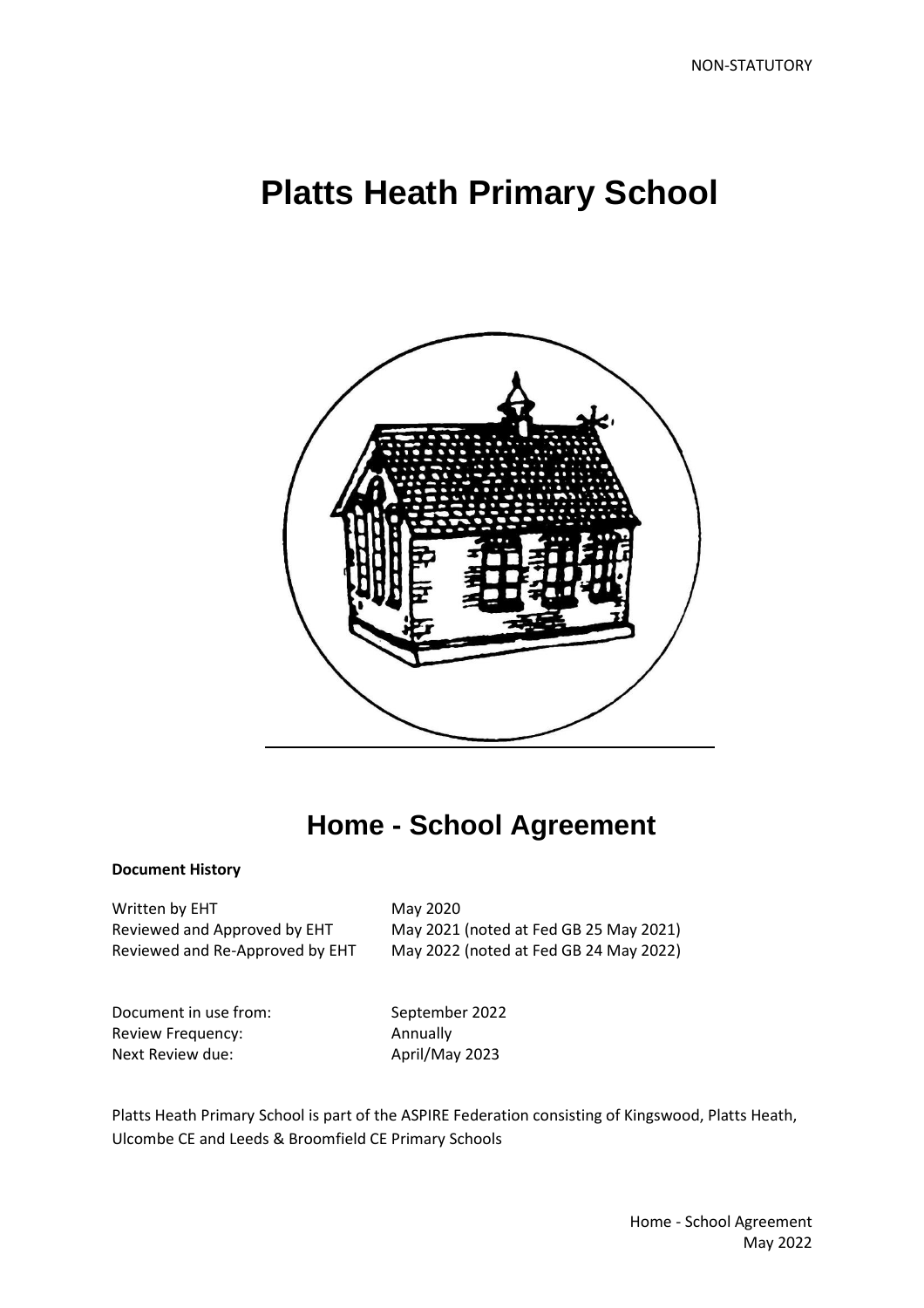NON-STATUTORY

# Platts Heath Primary School

# Home - School Agreement

**Document History**

| | |
|---|---|
| Written by EHT | May 2020 |
| Reviewed and Approved by EHT | May 2021 (noted at Fed GB 25 May 2021) |
| Reviewed and Re-Approved by EHT | May 2022 (noted at Fed GB 24 May 2022) |

| | |
|---|---|
| Document in use from: | September 2022 |
| Review Frequency: | Annually |
| Next Review due: | April/May 2023 |

Platts Heath Primary School is part of the ASPIRE Federation consisting of Kingswood, Platts Heath, Ulcombe CE and Leeds & Broomfield CE Primary Schools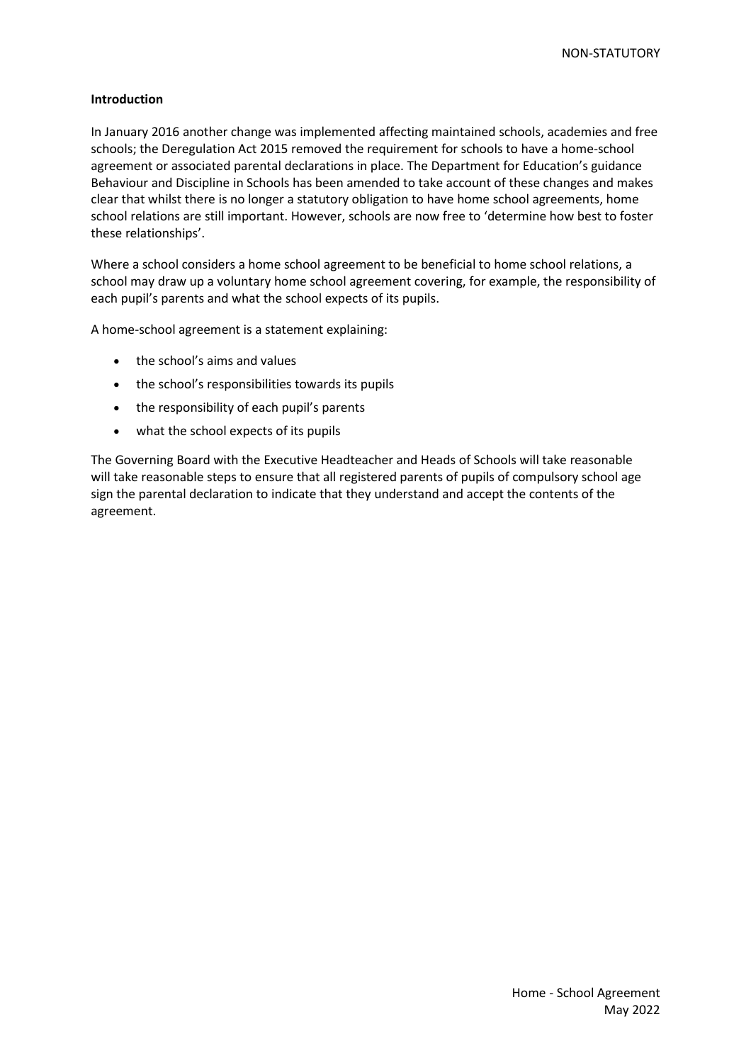**Introduction**

In January 2016 another change was implemented affecting maintained schools, academies and free schools; the Deregulation Act 2015 removed the requirement for schools to have a home-school agreement or associated parental declarations in place. The Department for Education's guidance Behaviour and Discipline in Schools has been amended to take account of these changes and makes clear that whilst there is no longer a statutory obligation to have home school agreements, home school relations are still important. However, schools are now free to 'determine how best to foster these relationships'.

Where a school considers a home school agreement to be beneficial to home school relations, a school may draw up a voluntary home school agreement covering, for example, the responsibility of each pupil's parents and what the school expects of its pupils.

A home-school agreement is a statement explaining:

- the school's aims and values
- the school's responsibilities towards its pupils
- the responsibility of each pupil's parents
- what the school expects of its pupils

The Governing Board with the Executive Headteacher and Heads of Schools will take reasonable will take reasonable steps to ensure that all registered parents of pupils of compulsory school age sign the parental declaration to indicate that they understand and accept the contents of the agreement.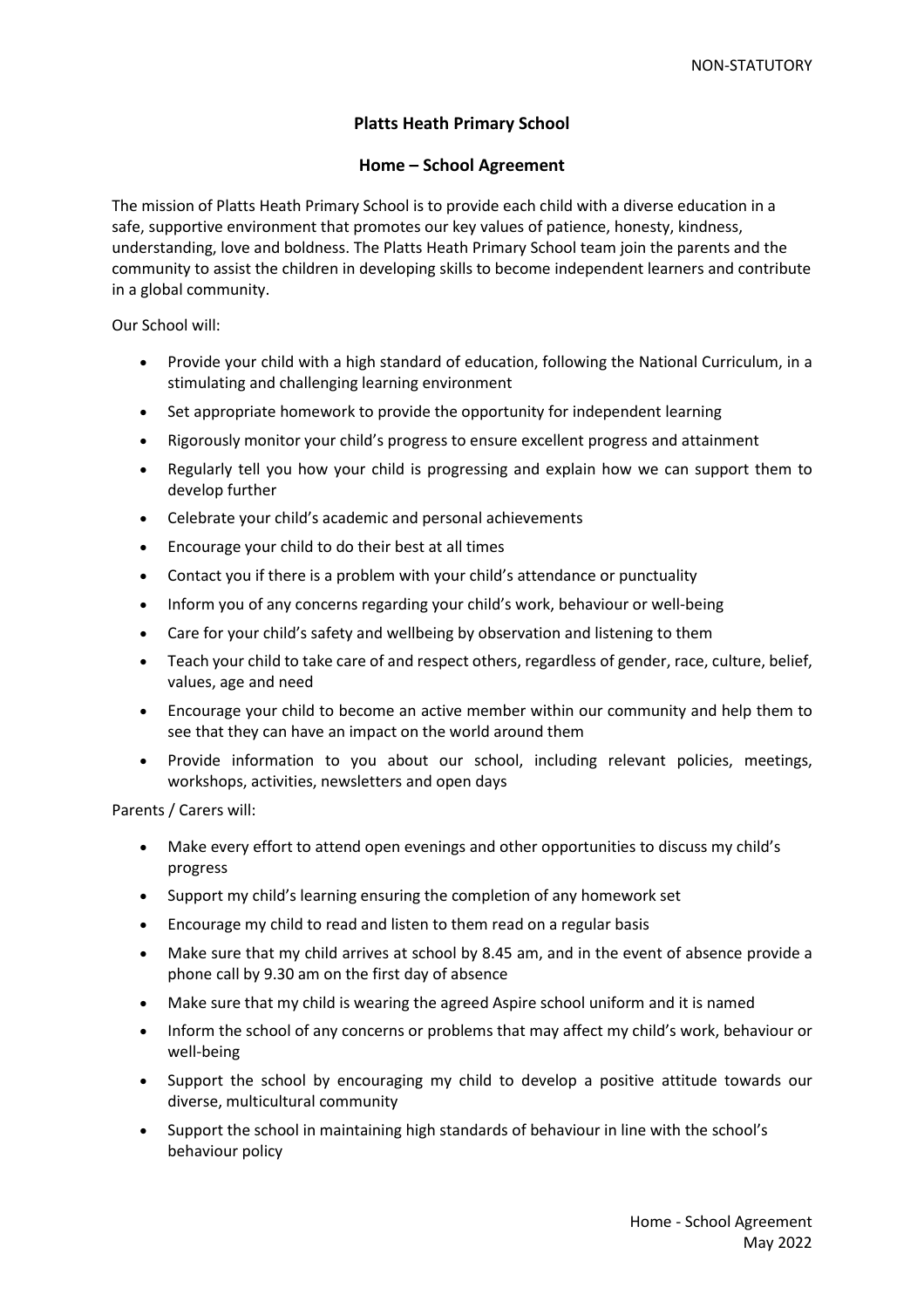NON-STATUTORY

**Platts Heath Primary School**

**Home – School Agreement**

The mission of Platts Heath Primary School is to provide each child with a diverse education in a safe, supportive environment that promotes our key values of patience, honesty, kindness, understanding, love and boldness. The Platts Heath Primary School team join the parents and the community to assist the children in developing skills to become independent learners and contribute in a global community.

Our School will:

- Provide your child with a high standard of education, following the National Curriculum, in a stimulating and challenging learning environment
- Set appropriate homework to provide the opportunity for independent learning
- Rigorously monitor your child's progress to ensure excellent progress and attainment
- Regularly tell you how your child is progressing and explain how we can support them to develop further
- Celebrate your child's academic and personal achievements
- Encourage your child to do their best at all times
- Contact you if there is a problem with your child's attendance or punctuality
- Inform you of any concerns regarding your child's work, behaviour or well-being
- Care for your child's safety and wellbeing by observation and listening to them
- Teach your child to take care of and respect others, regardless of gender, race, culture, belief, values, age and need
- Encourage your child to become an active member within our community and help them to see that they can have an impact on the world around them
- Provide information to you about our school, including relevant policies, meetings, workshops, activities, newsletters and open days

Parents / Carers will:

- Make every effort to attend open evenings and other opportunities to discuss my child's progress
- Support my child's learning ensuring the completion of any homework set
- Encourage my child to read and listen to them read on a regular basis
- Make sure that my child arrives at school by 8.45 am, and in the event of absence provide a phone call by 9.30 am on the first day of absence
- Make sure that my child is wearing the agreed Aspire school uniform and it is named
- Inform the school of any concerns or problems that may affect my child's work, behaviour or well-being
- Support the school by encouraging my child to develop a positive attitude towards our diverse, multicultural community
- Support the school in maintaining high standards of behaviour in line with the school's behaviour policy

Home - School Agreement
May 2022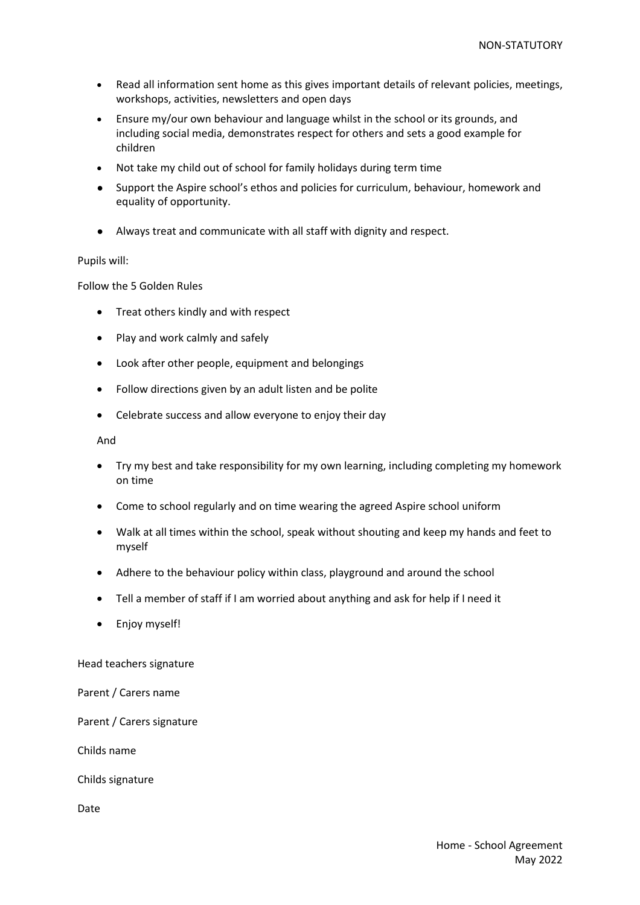- Read all information sent home as this gives important details of relevant policies, meetings, workshops, activities, newsletters and open days
- Ensure my/our own behaviour and language whilst in the school or its grounds, and including social media, demonstrates respect for others and sets a good example for children
- Not take my child out of school for family holidays during term time
- Support the Aspire school's ethos and policies for curriculum, behaviour, homework and equality of opportunity.
- Always treat and communicate with all staff with dignity and respect.

Pupils will:

Follow the 5 Golden Rules

- Treat others kindly and with respect
- Play and work calmly and safely
- Look after other people, equipment and belongings
- Follow directions given by an adult listen and be polite
- Celebrate success and allow everyone to enjoy their day

And

- Try my best and take responsibility for my own learning, including completing my homework on time
- Come to school regularly and on time wearing the agreed Aspire school uniform
- Walk at all times within the school, speak without shouting and keep my hands and feet to myself
- Adhere to the behaviour policy within class, playground and around the school
- Tell a member of staff if I am worried about anything and ask for help if I need it
- Enjoy myself!

Head teachers signature

Parent / Carers name

Parent / Carers signature

Childs name

Childs signature

Date